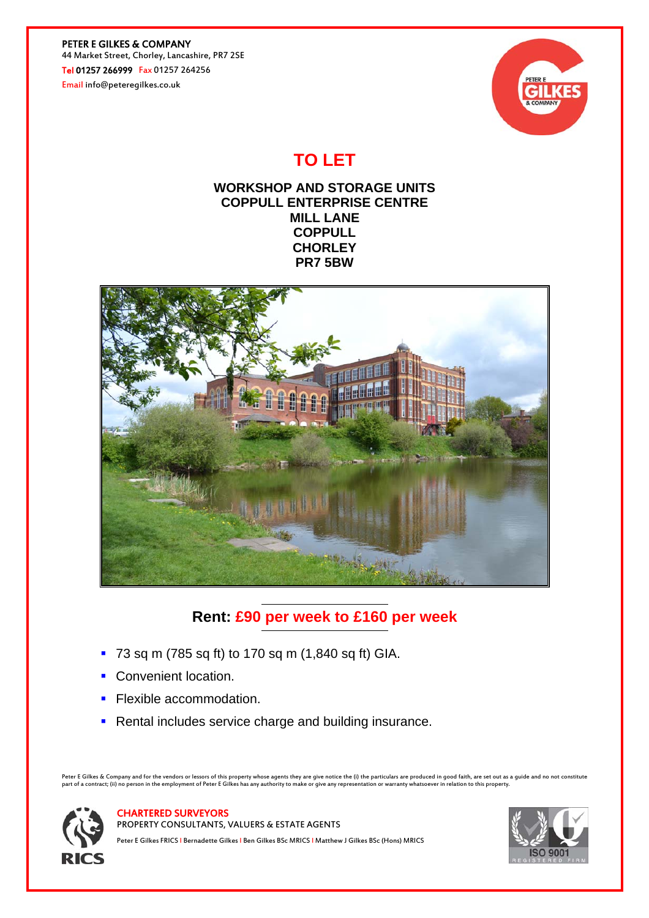**PETER E GILKES & COMPANY**
44 Market Street, Chorley, Lancashire, PR7 2SE
Tel **01257 266999** Fax 01257 264256
Email info@peteregilkes.co.uk

# TO LET

## WORKSHOP AND STORAGE UNITS
## COPPULL ENTERPRISE CENTRE
## MILL LANE
## COPPULL
## CHORLEY
## PR7 5BW

## Rent: £90 per week to £160 per week

- 73 sq m (785 sq ft) to 170 sq m (1,840 sq ft) GIA.
- Convenient location.
- Flexible accommodation.
- Rental includes service charge and building insurance.

Peter E Gilkes & Company and for the vendors or lessors of this property whose agents they are give notice the (i) the particulars are produced in good faith, are set out as a guide and no not constitute part of a contract; (ii) no person in the employment of Peter E Gilkes has any authority to make or give any representation or warranty whatsoever in relation to this property.

**CHARTERED SURVEYORS**
PROPERTY CONSULTANTS, VALUERS & ESTATE AGENTS
Peter E Gilkes FRICS | Bernadette Gilkes | Ben Gilkes BSc MRICS | Matthew J Gilkes BSc (Hons) MRICS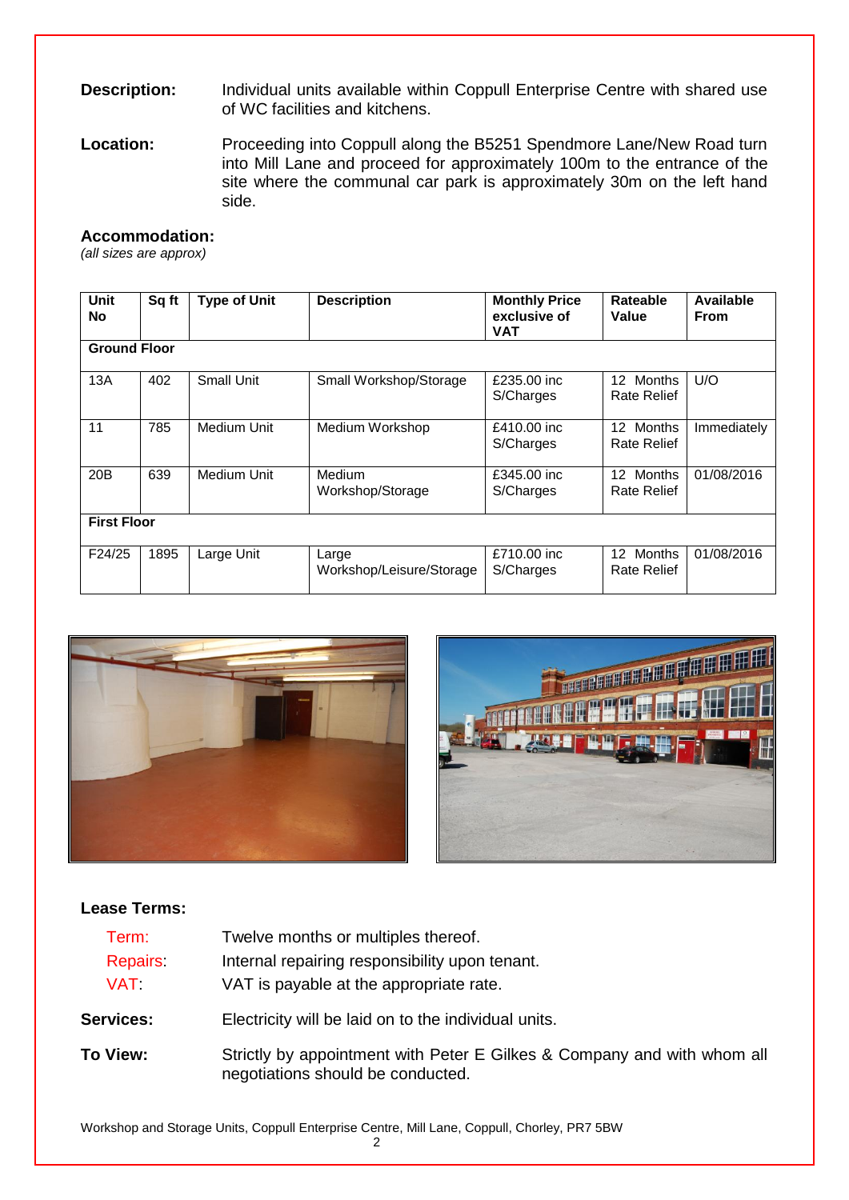**Description:** Individual units available within Coppull Enterprise Centre with shared use of WC facilities and kitchens.

**Location:** Proceeding into Coppull along the B5251 Spendmore Lane/New Road turn into Mill Lane and proceed for approximately 100m to the entrance of the site where the communal car park is approximately 30m on the left hand side.

**Accommodation:**
*(all sizes are approx)*

| Unit No | Sq ft | Type of Unit | Description | Monthly Price exclusive of VAT | Rateable Value | Available From |
|---|---|---|---|---|---|---|
| **Ground Floor** | | | | | | |
| 13A | 402 | Small Unit | Small Workshop/Storage | £235.00 inc S/Charges | 12 Months Rate Relief | U/O |
| 11 | 785 | Medium Unit | Medium Workshop | £410.00 inc S/Charges | 12 Months Rate Relief | Immediately |
| 20B | 639 | Medium Unit | Medium Workshop/Storage | £345.00 inc S/Charges | 12 Months Rate Relief | 01/08/2016 |
| **First Floor** | | | | | | |
| F24/25 | 1895 | Large Unit | Large Workshop/Leisure/Storage | £710.00 inc S/Charges | 12 Months Rate Relief | 01/08/2016 |

**Lease Terms:**

Term: Twelve months or multiples thereof.

Repairs: Internal repairing responsibility upon tenant.

VAT: VAT is payable at the appropriate rate.

**Services:** Electricity will be laid on to the individual units.

**To View:** Strictly by appointment with Peter E Gilkes & Company and with whom all negotiations should be conducted.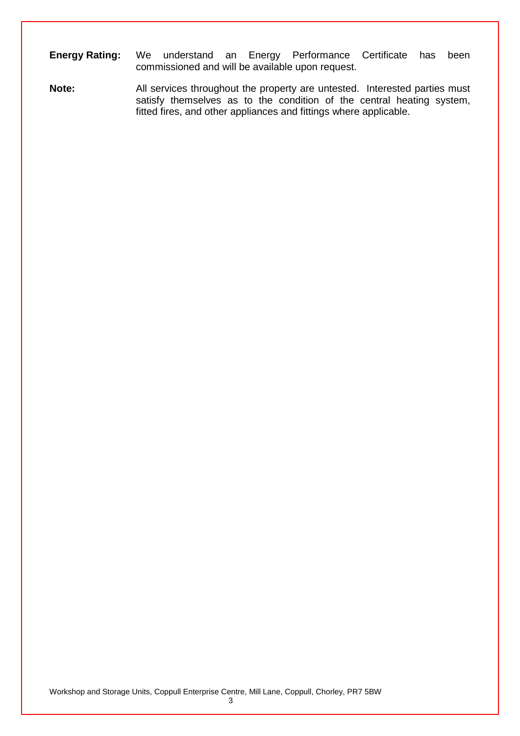**Energy Rating:** We understand an Energy Performance Certificate has been commissioned and will be available upon request.

**Note:** All services throughout the property are untested. Interested parties must satisfy themselves as to the condition of the central heating system, fitted fires, and other appliances and fittings where applicable.